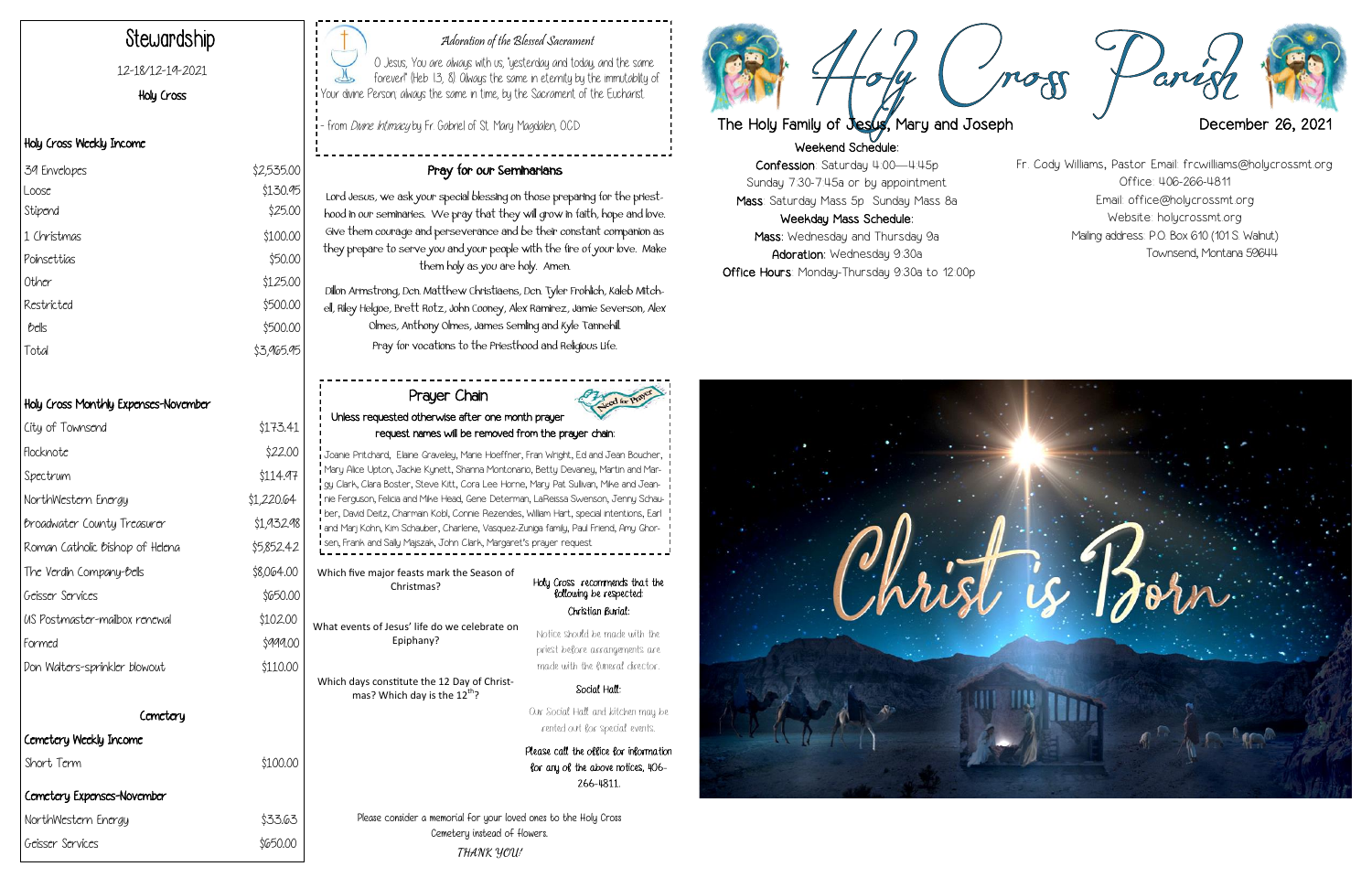# Stewardship

12-18/12-19-2021

Holy Cross

## Holy Cross Weekly Income

| | |
|---|---|
| 39 Envelopes | $2,535.00 |
| Loose | $130.95 |
| Stipend | $25.00 |
| 1 Christmas | $100.00 |
| Poinsettias | $50.00 |
| Other | $125.00 |
| Restricted | $500.00 |
| Bells | $500.00 |
| Total | $3,965.95 |

## Holy Cross Monthly Expenses-November

| | |
|---|---|
| City of Townsend | $173.41 |
| Flocknote | $22.00 |
| Spectrum | $114.97 |
| NorthWestern Energy | $1,220.64 |
| Broadwater County Treasurer | $1,932.98 |
| Roman Catholic Bishop of Helena | $5,852.42 |
| The Verdin Company-Bells | $8,064.00 |
| Geisser Services | $650.00 |
| US Postmaster-mailbox renewal | $102.00 |
| Formed | $999.00 |
| Don Walters-sprinkler blowout | $110.00 |

## Cemetery

### Cemetery Weekly Income

| | |
|---|---|
| Short Term | $100.00 |

### Cemetery Expenses-November

| | |
|---|---|
| NorthWestern Energy | $33.63 |
| Geisser Services | $650.00 |

### *Adoration of the Blessed Sacrament*

O Jesus, You are always with us, "yesterday and today, and the same forever" (Heb 13, 8). Always the same in eternity by the immutability of Your divine Person, always the same in time, by the Sacrament of the Eucharist.

- from *Divine Intimacy* by Fr. Gabriel of St. Mary Magdalen, OCD

### Pray for our Seminarians

Lord Jesus, we ask your special blessing on those preparing for the priesthood in our seminaries. We pray that they will grow in faith, hope and love. Give them courage and perseverance and be their constant companion as they prepare to serve you and your people with the fire of your love. Make them holy as you are holy. Amen.

Dillon Armstrong, Dcn. Matthew Christiaens, Dcn. Tyler Frohlich, Kaleb Mitchell, Riley Helgoe, Brett Rotz, John Cooney, Alex Ramirez, Jamie Severson, Alex Olmes, Anthony Olmes, James Semling and Kyle Tannehill.

Pray for vocations to the Priesthood and Religious Life.

### Prayer Chain

Unless requested otherwise after one month prayer request names will be removed from the prayer chain.

Joanie Pritchard, Elaine Graveley, Marie Hoeffner, Fran Wright, Ed and Jean Boucher, Mary Alice Upton, Jackie Kynett, Shanna Montonario, Betty Devaney, Martin and Margy Clark, Clara Boster, Steve Kitt, Cora Lee Horne, Mary Pat Sullivan, Mike and Jeannie Ferguson, Felicia and Mike Head, Gene Determan, LaReissa Swenson, Jenny Schauber, David Deitz, Charmain Kobl, Connie Rezendes, William Hart, special intentions, Earl and Marj Kohn, Kim Schauber, Charlene, Vasquez-Zuniga family, Paul Friend, Amy Ghorsen, Frank and Sally Majszak, John Clark, Margaret's prayer request

Which five major feasts mark the Season of Christmas?

What events of Jesus' life do we celebrate on Epiphany?

Which days constitute the 12 Day of Christmas? Which day is the 12th?

Holy Cross recommends that the following be respected:

**Christian Burial:**

Notice should be made with the priest before arrangements are made with the funeral director.

**Social Hall:**

Our Social Hall and kitchen may be rented out for special events.

Please call the office for information for any of the above notices, 406-266-4811.

Please consider a memorial for your loved ones to the Holy Cross Cemetery instead of flowers.

*THANK YOU!*

# Holy Cross Parish

**The Holy Family of Jesus, Mary and Joseph** — **December 26, 2021**

**Weekend Schedule:**

**Confession**: Saturday 4:00—4:45p  
Sunday 7:30-7:45a or by appointment  
**Mass**: Saturday Mass 5p Sunday Mass 8a

**Weekday Mass Schedule:**

**Mass**: Wednesday and Thursday 9a  
**Adoration**: Wednesday 9:30a  
**Office Hours**: Monday-Thursday 9:30a to 12:00p

Fr. Cody Williams, Pastor Email: frcwilliams@holycrossmt.org  
Office: 406-266-4811  
Email: office@holycrossmt.org  
Website: holycrossmt.org  
Mailing address: P.O. Box 610 (101 S. Walnut)  
Townsend, Montana 59644

Christ is Born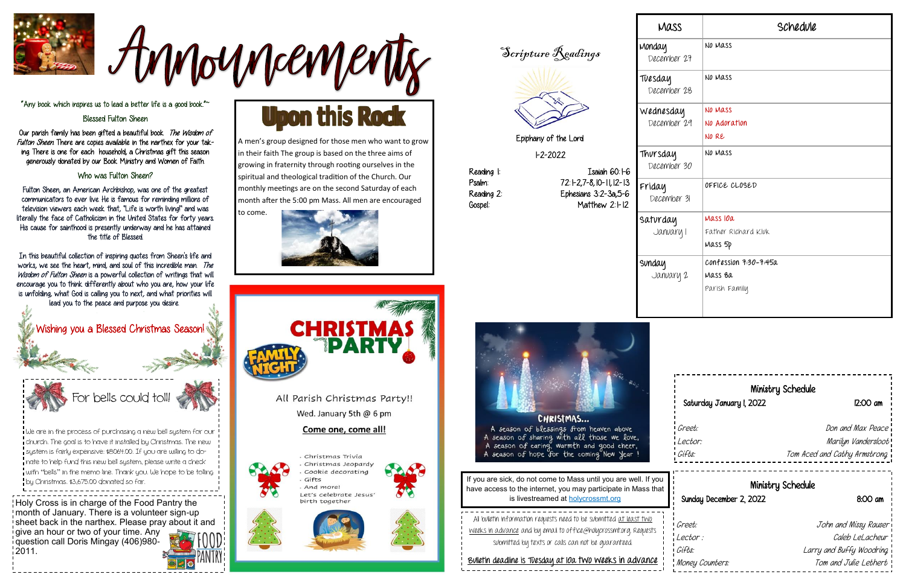# Announcements

"Any book which inspires us to lead a better life is a good book."~

Blessed Fulton Sheen

Our parish family has been gifted a beautiful book *The Wisdom of Fulton Sheen*. There are copies available in the narthex for your taking. There is one for each household, a Christmas gift this season generously donated by our Book Ministry and Women of Faith.

### Who was Fulton Sheen?

Fulton Sheen, an American Archbishop, was one of the greatest communicators to ever live. He is famous for reminding millions of television viewers each week that, "Life is worth living!" and was literally the face of Catholicism in the United States for forty years. His cause for sainthood is presently underway and he has attained the title of Blessed.

In this beautiful collection of inspiring quotes from Sheen's life and works, we see the heart, mind, and soul of this incredible man. *The Wisdom of Fulton Sheen* is a powerful collection of writings that will encourage you to think differently about who you are, how your life is unfolding, what God is calling you to next, and what priorities will lead you to the peace and purpose you desire.

Wishing you a Blessed Christmas Season!

## For bells could toll!

We are in the process of purchasing a new bell system for our church. The goal is to have it installed by Christmas. The new system is fairly expensive: $8064.00. If you are willing to donate to help fund this new bell system, please write a check with "bells" in the memo line. Thank you. We hope to be tolling by Christmas. $3,675.00 donated so far.

Holy Cross is in charge of the Food Pantry the month of January. There is a volunteer sign-up sheet back in the narthex. Please pray about it and give an hour or two of your time. Any question call Doris Mingay (406)980-2011.

## Upon this Rock

A men's group designed for those men who want to grow in their faith The group is based on the three aims of growing in fraternity through rooting ourselves in the spiritual and theological tradition of the Church. Our monthly meetings are on the second Saturday of each month after the 5:00 pm Mass. All men are encouraged to come.

## CHRISTMAS PARTY

FAMILY NIGHT

All Parish Christmas Party!!

Wed. January 5th @ 6 pm

**Come one, come all!**

- Christmas Trivia
- Christmas Jeopardy
- Cookie decorating
- Gifts
- And more!

Let's celebrate Jesus' birth together

## Scripture Readings

Epiphany of the Lord

1-2-2022

| | |
|---|---|
| Reading 1: | Isaiah 60:1-6 |
| Psalm: | 72:1-2,7-8,10-11,12-13 |
| Reading 2: | Ephesians 3:2-3a,5-6 |
| Gospel: | Matthew 2:1-12 |

CHRISTMAS...

A season of blessings from heaven above
A season of sharing with all those we love,
A season of caring, warmth and good cheer,
A season of hope for the coming New Year!

If you are sick, do not come to Mass until you are well. If you have access to the internet, you may participate in Mass that is livestreamed at holycrossmt.org

All bulletin information requests need to be submitted at least two weeks in advance and by email to office@holycrossmt.org. Requests submitted by texts or calls can not be guaranteed.

**Bulletin deadline is Tuesday at 10a two weeks in advance**

| Mass | Schedule |
|---|---|
| Monday December 27 | No Mass |
| Tuesday December 28 | No Mass |
| Wednesday December 29 | No Mass<br>No Adoration<br>No RE |
| Thursday December 30 | No Mass |
| Friday December 31 | OFFICE CLOSED |
| Saturday January 1 | Mass 10a<br>Father Richard Kluk<br>Mass 5p |
| Sunday January 2 | Confession 7:30-7:45a<br>Mass 8a<br>Parish Family |

### Ministry Schedule

Saturday January 1, 2022 — 12:00 am

| | |
|---|---|
| *Greet:* | *Don and Max Peace* |
| *Lector:* | *Marilyn Vandersloot* |
| *Gifts:* | *Tom Aced and Cathy Armstrong* |

### Ministry Schedule

Sunday December 2, 2022 — 8:00 am

| | |
|---|---|
| *Greet:* | *John and Missy Rauser* |
| *Lector :* | *Caleb LeLacheur* |
| *Gifts:* | *Larry and Buffy Woodring* |
| *Money Counters:* | *Tom and Julie Lethert* |